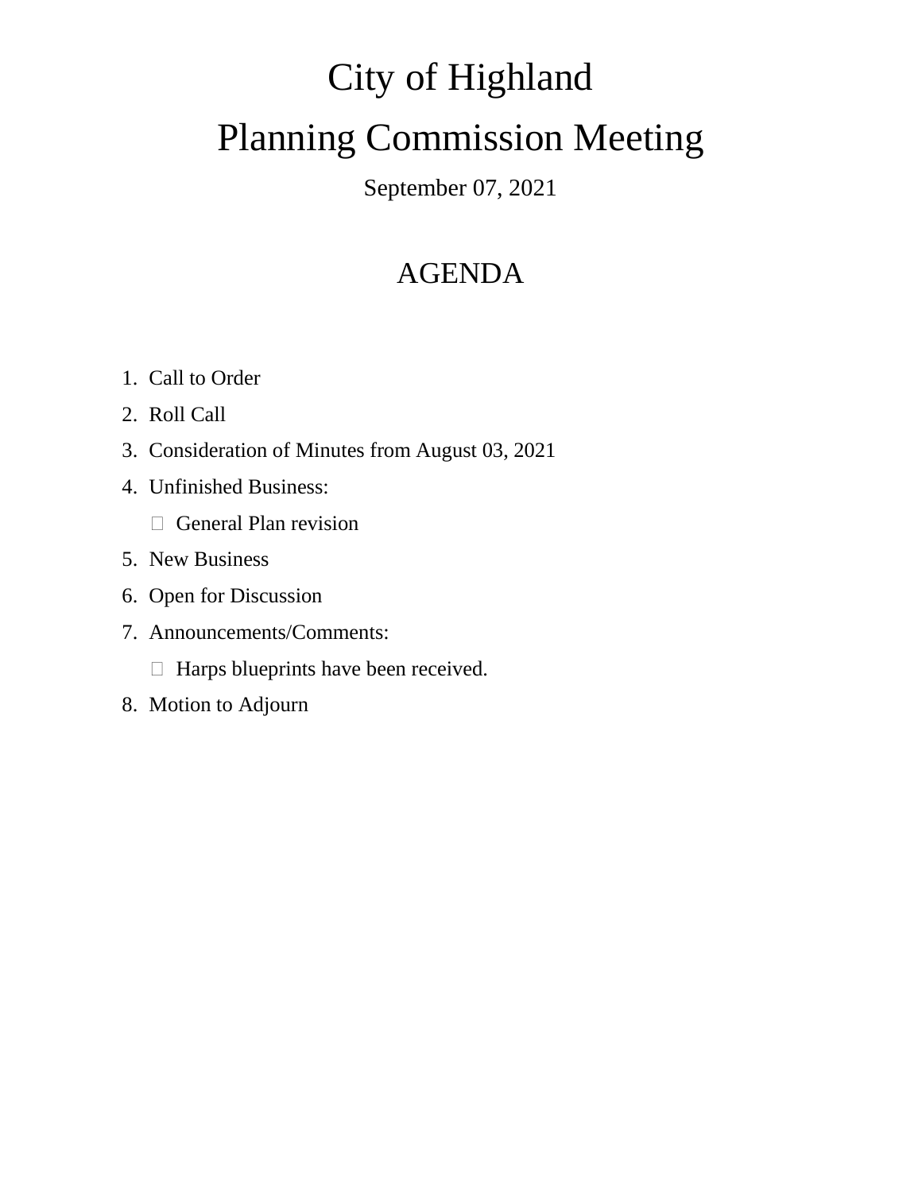# City of Highland

# Planning Commission Meeting

September 07, 2021

## AGENDA

1. Call to Order
2. Roll Call
3. Consideration of Minutes from August 03, 2021
4. Unfinished Business:
   - General Plan revision
5. New Business
6. Open for Discussion
7. Announcements/Comments:
   - Harps blueprints have been received.
8. Motion to Adjourn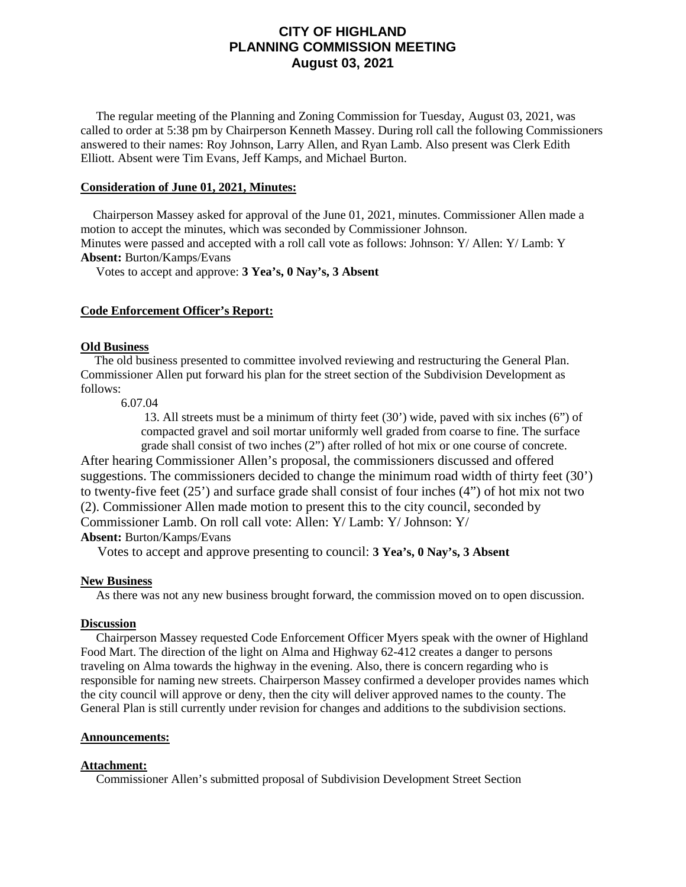# CITY OF HIGHLAND
# PLANNING COMMISSION MEETING
# August 03, 2021

The regular meeting of the Planning and Zoning Commission for Tuesday, August 03, 2021, was called to order at 5:38 pm by Chairperson Kenneth Massey. During roll call the following Commissioners answered to their names: Roy Johnson, Larry Allen, and Ryan Lamb. Also present was Clerk Edith Elliott. Absent were Tim Evans, Jeff Kamps, and Michael Burton.

**Consideration of June 01, 2021, Minutes:**

Chairperson Massey asked for approval of the June 01, 2021, minutes. Commissioner Allen made a motion to accept the minutes, which was seconded by Commissioner Johnson.
Minutes were passed and accepted with a roll call vote as follows: Johnson: Y/ Allen: Y/ Lamb: Y
**Absent:** Burton/Kamps/Evans

Votes to accept and approve: **3 Yea's, 0 Nay's, 3 Absent**

**Code Enforcement Officer's Report:**

**Old Business**

The old business presented to committee involved reviewing and restructuring the General Plan. Commissioner Allen put forward his plan for the street section of the Subdivision Development as follows:

6.07.04

13. All streets must be a minimum of thirty feet (30') wide, paved with six inches (6") of compacted gravel and soil mortar uniformly well graded from coarse to fine. The surface grade shall consist of two inches (2") after rolled of hot mix or one course of concrete.

After hearing Commissioner Allen's proposal, the commissioners discussed and offered suggestions. The commissioners decided to change the minimum road width of thirty feet (30') to twenty-five feet (25') and surface grade shall consist of four inches (4") of hot mix not two (2). Commissioner Allen made motion to present this to the city council, seconded by Commissioner Lamb. On roll call vote: Allen: Y/ Lamb: Y/ Johnson: Y/
**Absent:** Burton/Kamps/Evans

Votes to accept and approve presenting to council: **3 Yea's, 0 Nay's, 3 Absent**

**New Business**

As there was not any new business brought forward, the commission moved on to open discussion.

**Discussion**

Chairperson Massey requested Code Enforcement Officer Myers speak with the owner of Highland Food Mart. The direction of the light on Alma and Highway 62-412 creates a danger to persons traveling on Alma towards the highway in the evening. Also, there is concern regarding who is responsible for naming new streets. Chairperson Massey confirmed a developer provides names which the city council will approve or deny, then the city will deliver approved names to the county. The General Plan is still currently under revision for changes and additions to the subdivision sections.

**Announcements:**

**Attachment:**

Commissioner Allen's submitted proposal of Subdivision Development Street Section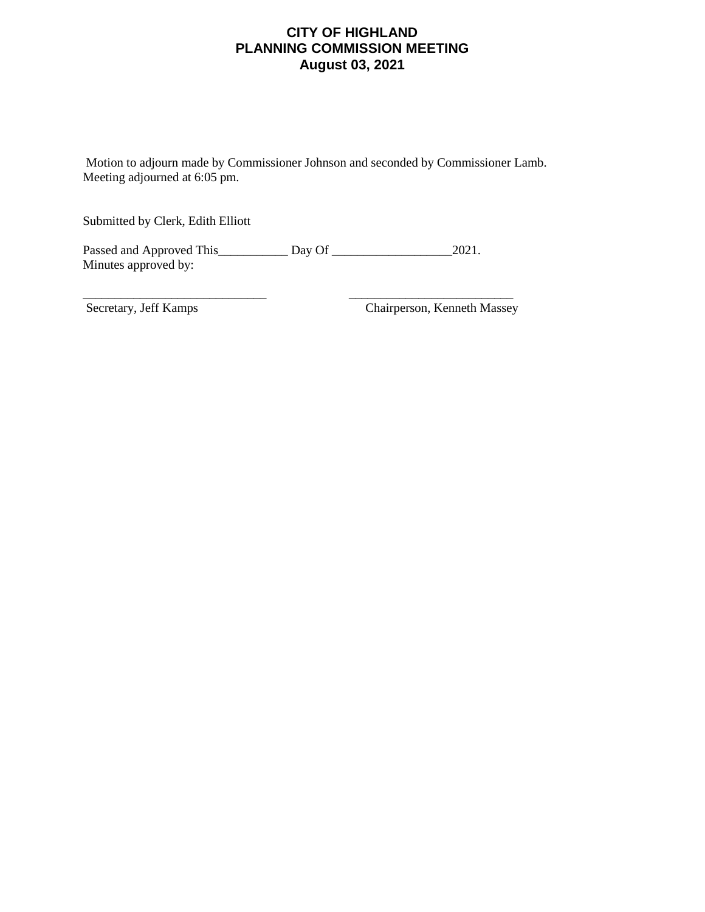**CITY OF HIGHLAND**
**PLANNING COMMISSION MEETING**
**August 03, 2021**

Motion to adjourn made by Commissioner Johnson and seconded by Commissioner Lamb.
Meeting adjourned at 6:05 pm.

Submitted by Clerk, Edith Elliott

Passed and Approved This___________ Day Of ___________________2021.
Minutes approved by:

_____________________________ Secretary, Jeff Kamps

__________________________ Chairperson, Kenneth Massey